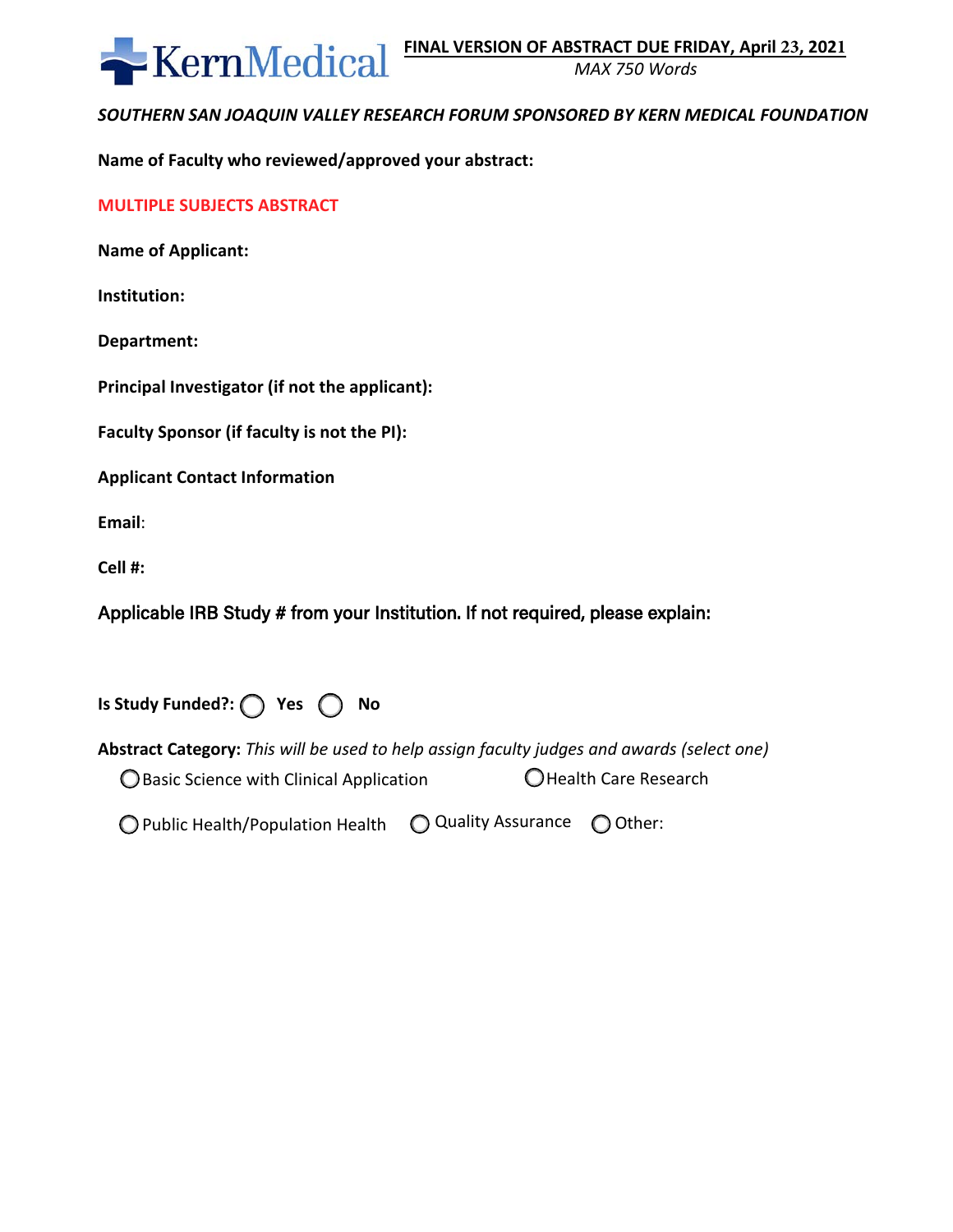KernMedical

**FINAL VERSION OF ABSTRACT DUE FRIDAY, April 23, 2021**

*MAX 750 Words*

***SOUTHERN SAN JOAQUIN VALLEY RESEARCH FORUM SPONSORED BY KERN MEDICAL FOUNDATION***

**Name of Faculty who reviewed/approved your abstract:**

**MULTIPLE SUBJECTS ABSTRACT**

**Name of Applicant:**

**Institution:**

**Department:**

**Principal Investigator (if not the applicant):**

**Faculty Sponsor (if faculty is not the PI):**

**Applicant Contact Information**

**Email**:

**Cell #:**

**Applicable IRB Study # from your Institution. If not required, please explain:**

**Is Study Funded?:** ◯ **Yes** ◯ **No**

**Abstract Category:** *This will be used to help assign faculty judges and awards (select one)*

◯ Basic Science with Clinical Application ◯ Health Care Research

◯ Public Health/Population Health ◯ Quality Assurance ◯ Other: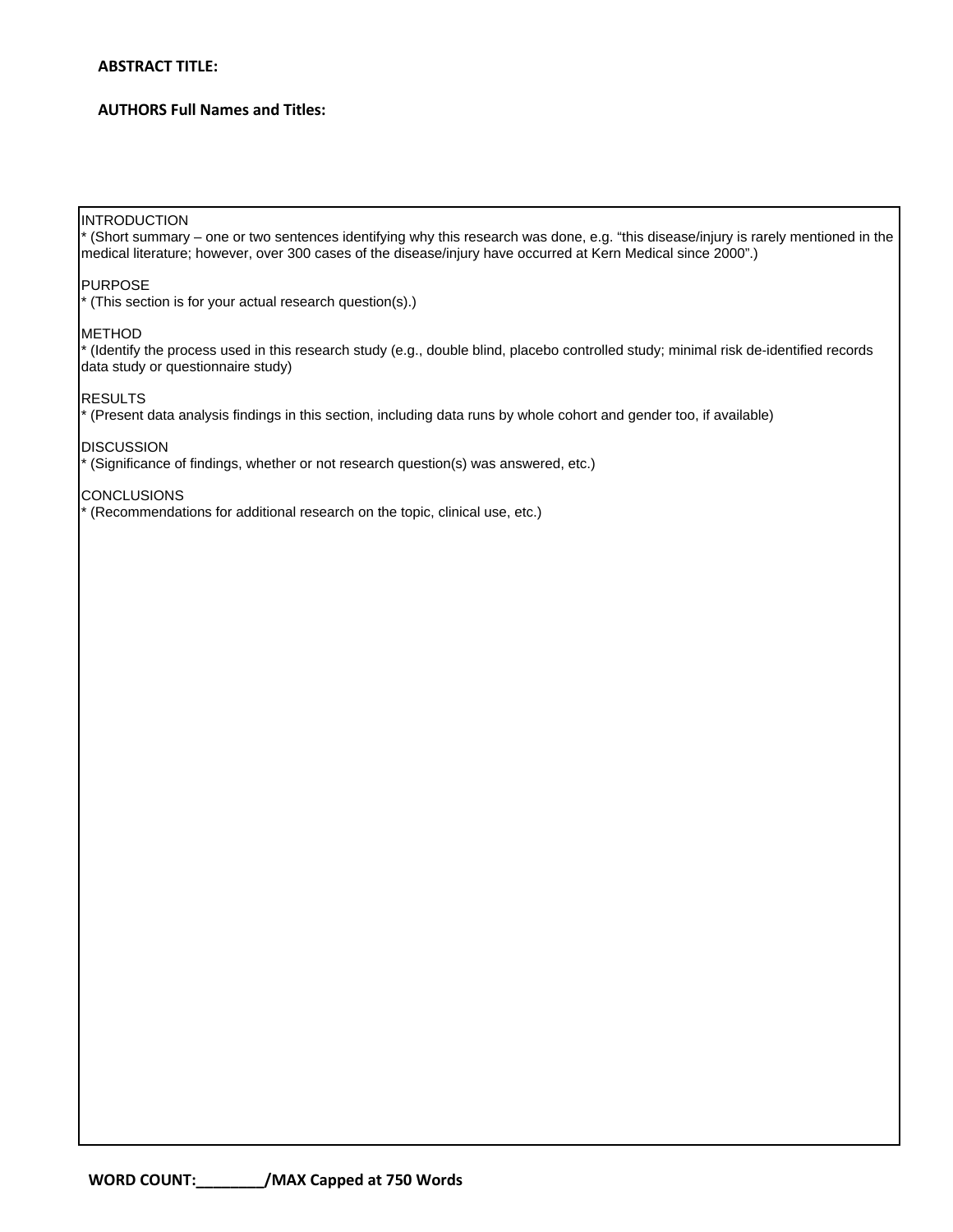**ABSTRACT TITLE:**

**AUTHORS Full Names and Titles:**

INTRODUCTION
* (Short summary – one or two sentences identifying why this research was done, e.g. "this disease/injury is rarely mentioned in the medical literature; however, over 300 cases of the disease/injury have occurred at Kern Medical since 2000".)

PURPOSE
* (This section is for your actual research question(s).)

METHOD
* (Identify the process used in this research study (e.g., double blind, placebo controlled study; minimal risk de-identified records data study or questionnaire study)

RESULTS
* (Present data analysis findings in this section, including data runs by whole cohort and gender too, if available)

DISCUSSION
* (Significance of findings, whether or not research question(s) was answered, etc.)

CONCLUSIONS
* (Recommendations for additional research on the topic, clinical use, etc.)

**WORD COUNT:________/MAX Capped at 750 Words**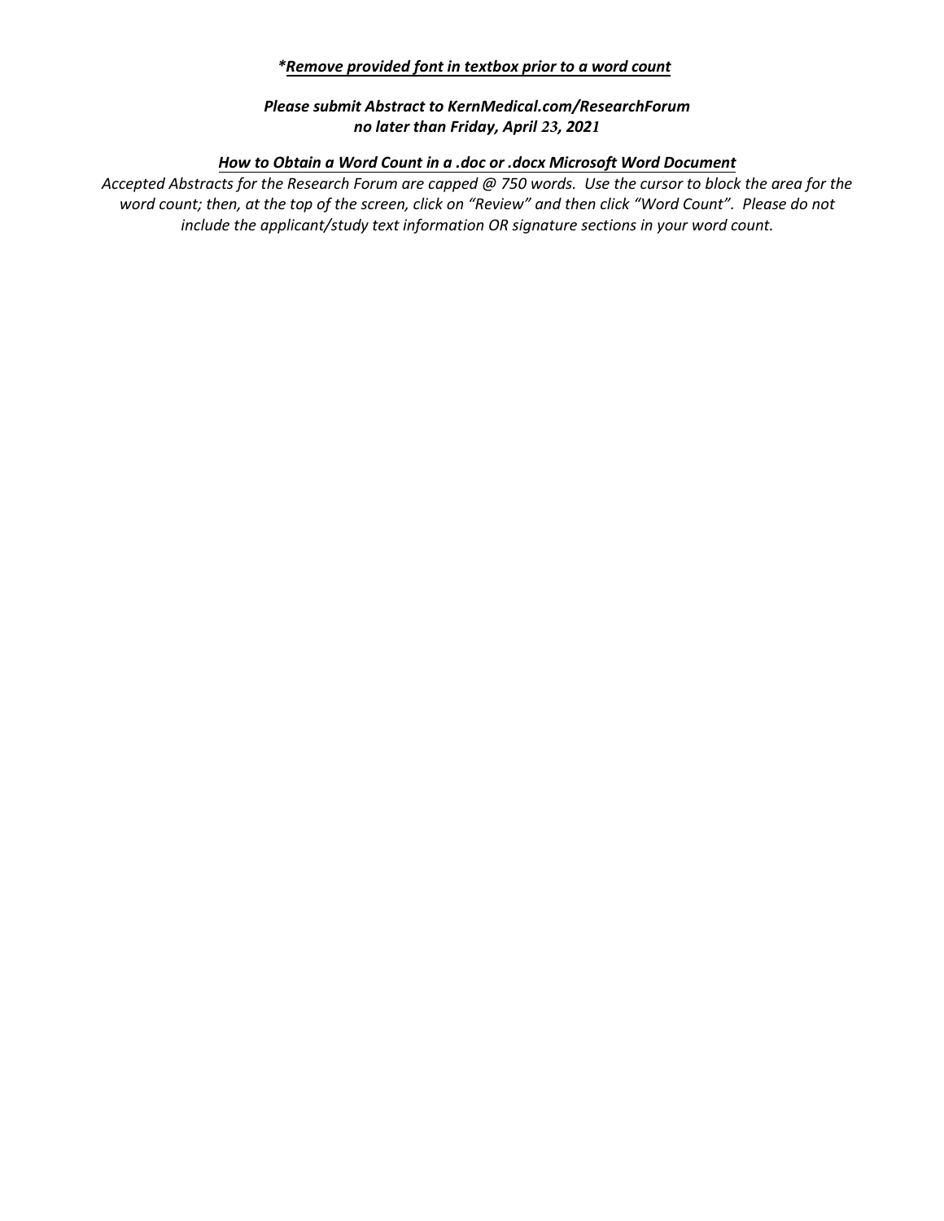***Remove provided font in textbox prior to a word count***

***Please submit Abstract to KernMedical.com/ResearchForum no later than Friday, April 23, 2021***

***How to Obtain a Word Count in a .doc or .docx Microsoft Word Document***

*Accepted Abstracts for the Research Forum are capped @ 750 words. Use the cursor to block the area for the word count; then, at the top of the screen, click on "Review" and then click "Word Count". Please do not include the applicant/study text information OR signature sections in your word count.*